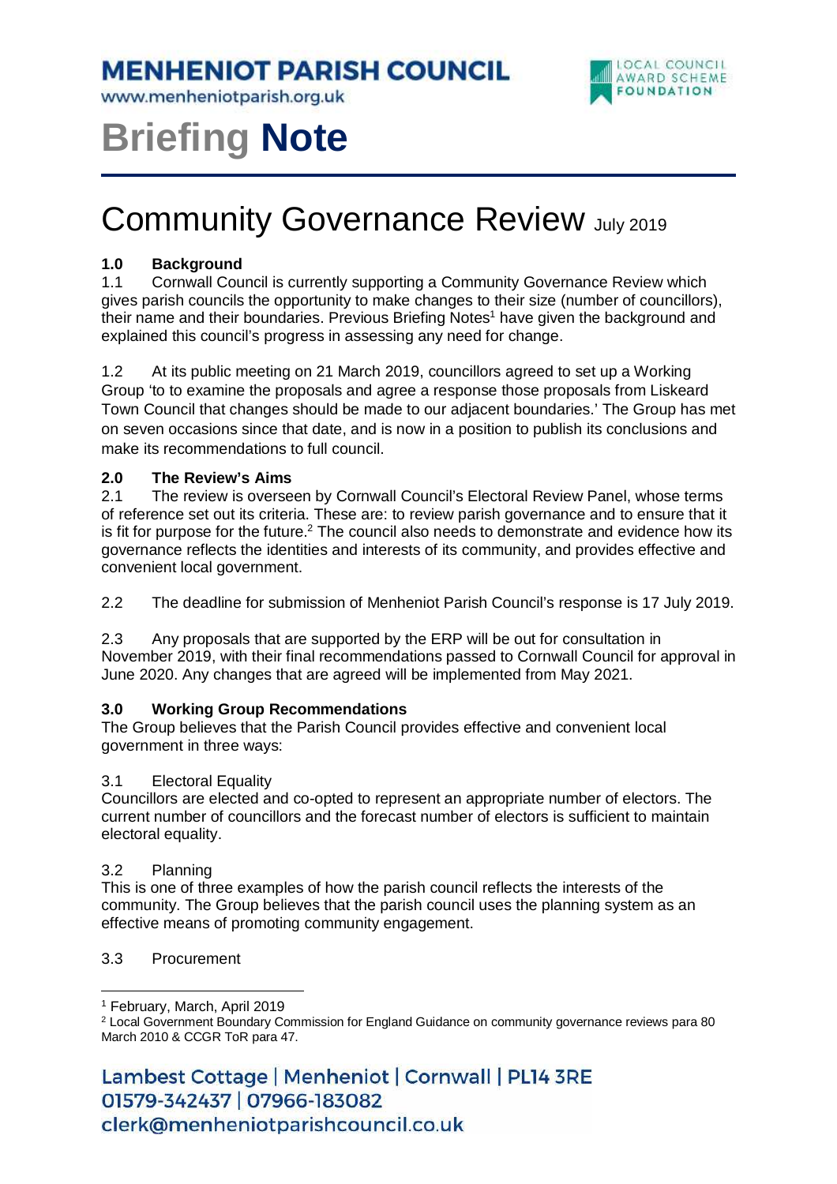# MENHENIOT PARISH COUNCIL

www.menheniotparish.org.uk

# Briefing Note

## Community Governance Review July 2019

**1.0 Background**

1.1 Cornwall Council is currently supporting a Community Governance Review which gives parish councils the opportunity to make changes to their size (number of councillors), their name and their boundaries. Previous Briefing Notes[1] have given the background and explained this council's progress in assessing any need for change.

1.2 At its public meeting on 21 March 2019, councillors agreed to set up a Working Group 'to to examine the proposals and agree a response those proposals from Liskeard Town Council that changes should be made to our adjacent boundaries.' The Group has met on seven occasions since that date, and is now in a position to publish its conclusions and make its recommendations to full council.

**2.0 The Review's Aims**

2.1 The review is overseen by Cornwall Council's Electoral Review Panel, whose terms of reference set out its criteria. These are: to review parish governance and to ensure that it is fit for purpose for the future.[2] The council also needs to demonstrate and evidence how its governance reflects the identities and interests of its community, and provides effective and convenient local government.

2.2 The deadline for submission of Menheniot Parish Council's response is 17 July 2019.

2.3 Any proposals that are supported by the ERP will be out for consultation in November 2019, with their final recommendations passed to Cornwall Council for approval in June 2020. Any changes that are agreed will be implemented from May 2021.

**3.0 Working Group Recommendations**

The Group believes that the Parish Council provides effective and convenient local government in three ways:

3.1 Electoral Equality

Councillors are elected and co-opted to represent an appropriate number of electors. The current number of councillors and the forecast number of electors is sufficient to maintain electoral equality.

3.2 Planning

This is one of three examples of how the parish council reflects the interests of the community. The Group believes that the parish council uses the planning system as an effective means of promoting community engagement.

3.3 Procurement

[1] February, March, April 2019

[2] Local Government Boundary Commission for England Guidance on community governance reviews para 80 March 2010 & CCGR ToR para 47.

Lambest Cottage | Menheniot | Cornwall | PL14 3RE
01579-342437 | 07966-183082
clerk@menheniotparishcouncil.co.uk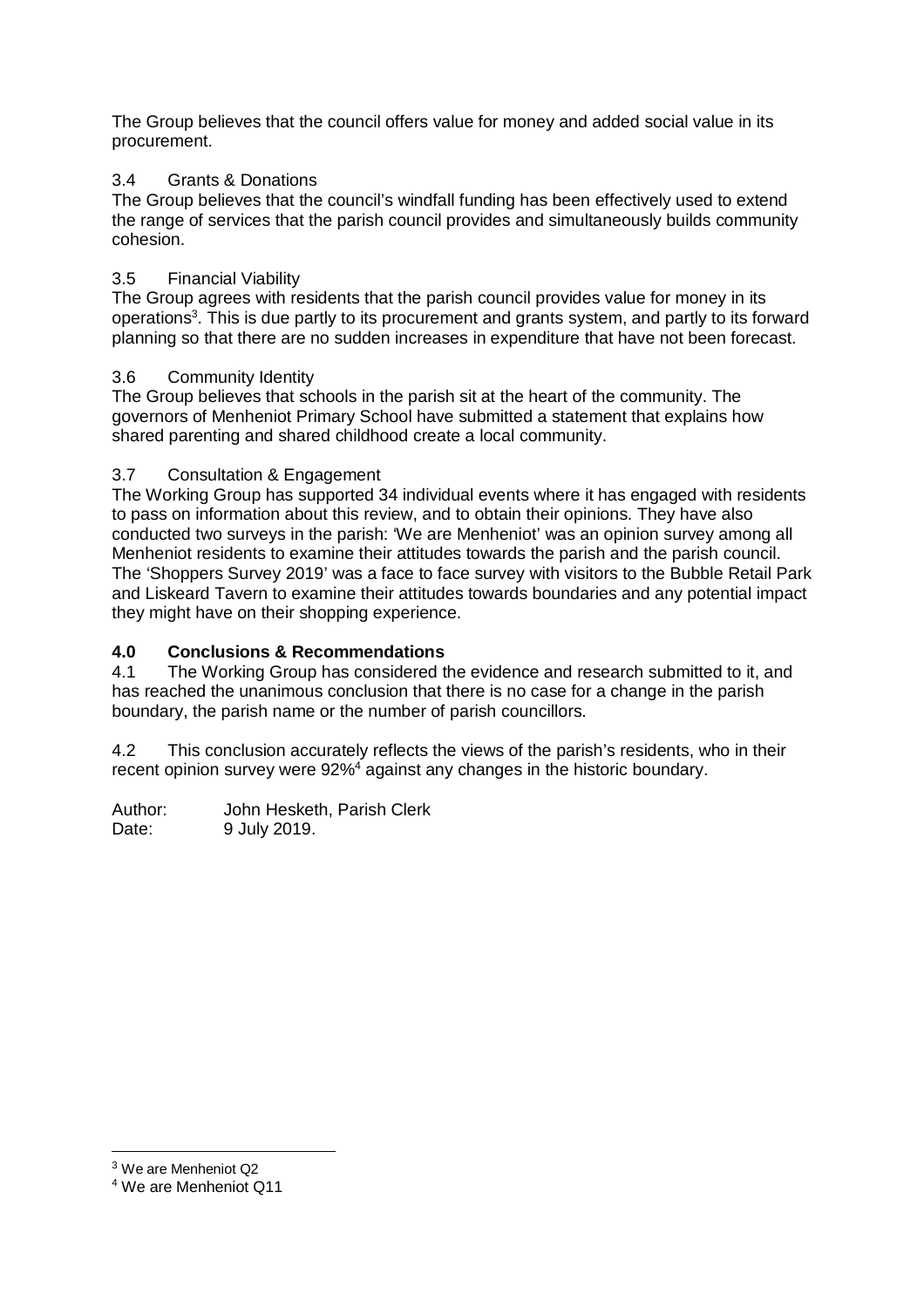The Group believes that the council offers value for money and added social value in its procurement.

### 3.4 Grants & Donations

The Group believes that the council's windfall funding has been effectively used to extend the range of services that the parish council provides and simultaneously builds community cohesion.

### 3.5 Financial Viability

The Group agrees with residents that the parish council provides value for money in its operations[3]. This is due partly to its procurement and grants system, and partly to its forward planning so that there are no sudden increases in expenditure that have not been forecast.

### 3.6 Community Identity

The Group believes that schools in the parish sit at the heart of the community. The governors of Menheniot Primary School have submitted a statement that explains how shared parenting and shared childhood create a local community.

### 3.7 Consultation & Engagement

The Working Group has supported 34 individual events where it has engaged with residents to pass on information about this review, and to obtain their opinions. They have also conducted two surveys in the parish: 'We are Menheniot' was an opinion survey among all Menheniot residents to examine their attitudes towards the parish and the parish council. The 'Shoppers Survey 2019' was a face to face survey with visitors to the Bubble Retail Park and Liskeard Tavern to examine their attitudes towards boundaries and any potential impact they might have on their shopping experience.

## 4.0 Conclusions & Recommendations

4.1 The Working Group has considered the evidence and research submitted to it, and has reached the unanimous conclusion that there is no case for a change in the parish boundary, the parish name or the number of parish councillors.

4.2 This conclusion accurately reflects the views of the parish's residents, who in their recent opinion survey were 92%[4] against any changes in the historic boundary.

Author: John Hesketh, Parish Clerk
Date: 9 July 2019.

---

[3] We are Menheniot Q2

[4] We are Menheniot Q11